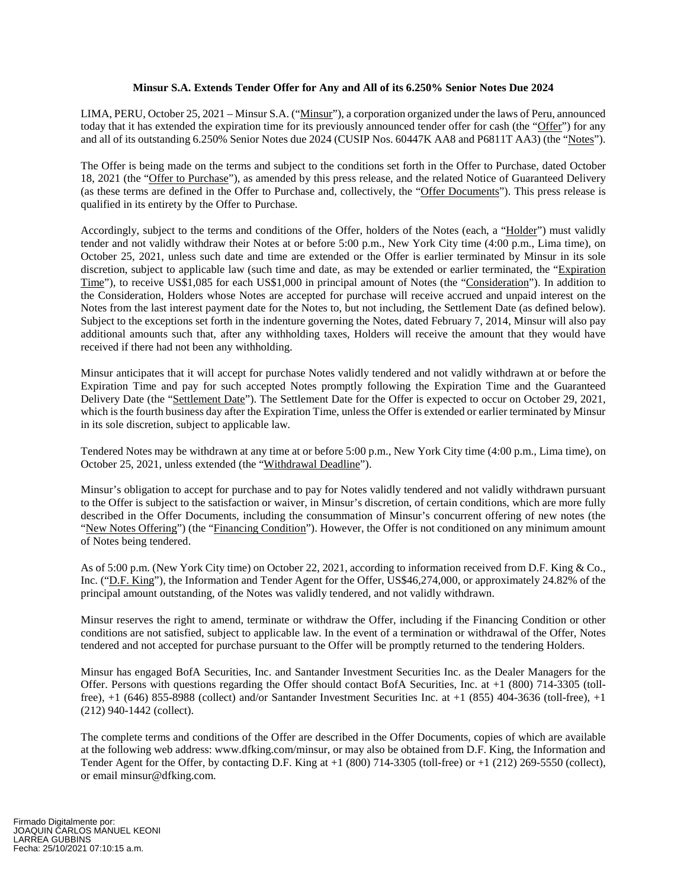**Minsur S.A. Extends Tender Offer for Any and All of its 6.250% Senior Notes Due 2024**

LIMA, PERU, October 25, 2021 – Minsur S.A. ("Minsur"), a corporation organized under the laws of Peru, announced today that it has extended the expiration time for its previously announced tender offer for cash (the "Offer") for any and all of its outstanding 6.250% Senior Notes due 2024 (CUSIP Nos. 60447K AA8 and P6811T AA3) (the "Notes").

The Offer is being made on the terms and subject to the conditions set forth in the Offer to Purchase, dated October 18, 2021 (the "Offer to Purchase"), as amended by this press release, and the related Notice of Guaranteed Delivery (as these terms are defined in the Offer to Purchase and, collectively, the "Offer Documents"). This press release is qualified in its entirety by the Offer to Purchase.

Accordingly, subject to the terms and conditions of the Offer, holders of the Notes (each, a "Holder") must validly tender and not validly withdraw their Notes at or before 5:00 p.m., New York City time (4:00 p.m., Lima time), on October 25, 2021, unless such date and time are extended or the Offer is earlier terminated by Minsur in its sole discretion, subject to applicable law (such time and date, as may be extended or earlier terminated, the "Expiration Time"), to receive US$1,085 for each US$1,000 in principal amount of Notes (the "Consideration"). In addition to the Consideration, Holders whose Notes are accepted for purchase will receive accrued and unpaid interest on the Notes from the last interest payment date for the Notes to, but not including, the Settlement Date (as defined below). Subject to the exceptions set forth in the indenture governing the Notes, dated February 7, 2014, Minsur will also pay additional amounts such that, after any withholding taxes, Holders will receive the amount that they would have received if there had not been any withholding.

Minsur anticipates that it will accept for purchase Notes validly tendered and not validly withdrawn at or before the Expiration Time and pay for such accepted Notes promptly following the Expiration Time and the Guaranteed Delivery Date (the "Settlement Date"). The Settlement Date for the Offer is expected to occur on October 29, 2021, which is the fourth business day after the Expiration Time, unless the Offer is extended or earlier terminated by Minsur in its sole discretion, subject to applicable law.

Tendered Notes may be withdrawn at any time at or before 5:00 p.m., New York City time (4:00 p.m., Lima time), on October 25, 2021, unless extended (the "Withdrawal Deadline").

Minsur's obligation to accept for purchase and to pay for Notes validly tendered and not validly withdrawn pursuant to the Offer is subject to the satisfaction or waiver, in Minsur's discretion, of certain conditions, which are more fully described in the Offer Documents, including the consummation of Minsur's concurrent offering of new notes (the "New Notes Offering") (the "Financing Condition"). However, the Offer is not conditioned on any minimum amount of Notes being tendered.

As of 5:00 p.m. (New York City time) on October 22, 2021, according to information received from D.F. King & Co., Inc. ("D.F. King"), the Information and Tender Agent for the Offer, US$46,274,000, or approximately 24.82% of the principal amount outstanding, of the Notes was validly tendered, and not validly withdrawn.

Minsur reserves the right to amend, terminate or withdraw the Offer, including if the Financing Condition or other conditions are not satisfied, subject to applicable law. In the event of a termination or withdrawal of the Offer, Notes tendered and not accepted for purchase pursuant to the Offer will be promptly returned to the tendering Holders.

Minsur has engaged BofA Securities, Inc. and Santander Investment Securities Inc. as the Dealer Managers for the Offer. Persons with questions regarding the Offer should contact BofA Securities, Inc. at +1 (800) 714-3305 (toll-free), +1 (646) 855-8988 (collect) and/or Santander Investment Securities Inc. at +1 (855) 404-3636 (toll-free), +1 (212) 940-1442 (collect).

The complete terms and conditions of the Offer are described in the Offer Documents, copies of which are available at the following web address: www.dfking.com/minsur, or may also be obtained from D.F. King, the Information and Tender Agent for the Offer, by contacting D.F. King at +1 (800) 714-3305 (toll-free) or +1 (212) 269-5550 (collect), or email minsur@dfking.com.

Firmado Digitalmente por:
JOAQUIN CARLOS MANUEL KEONI
LARREA GUBBINS
Fecha: 25/10/2021 07:10:15 a.m.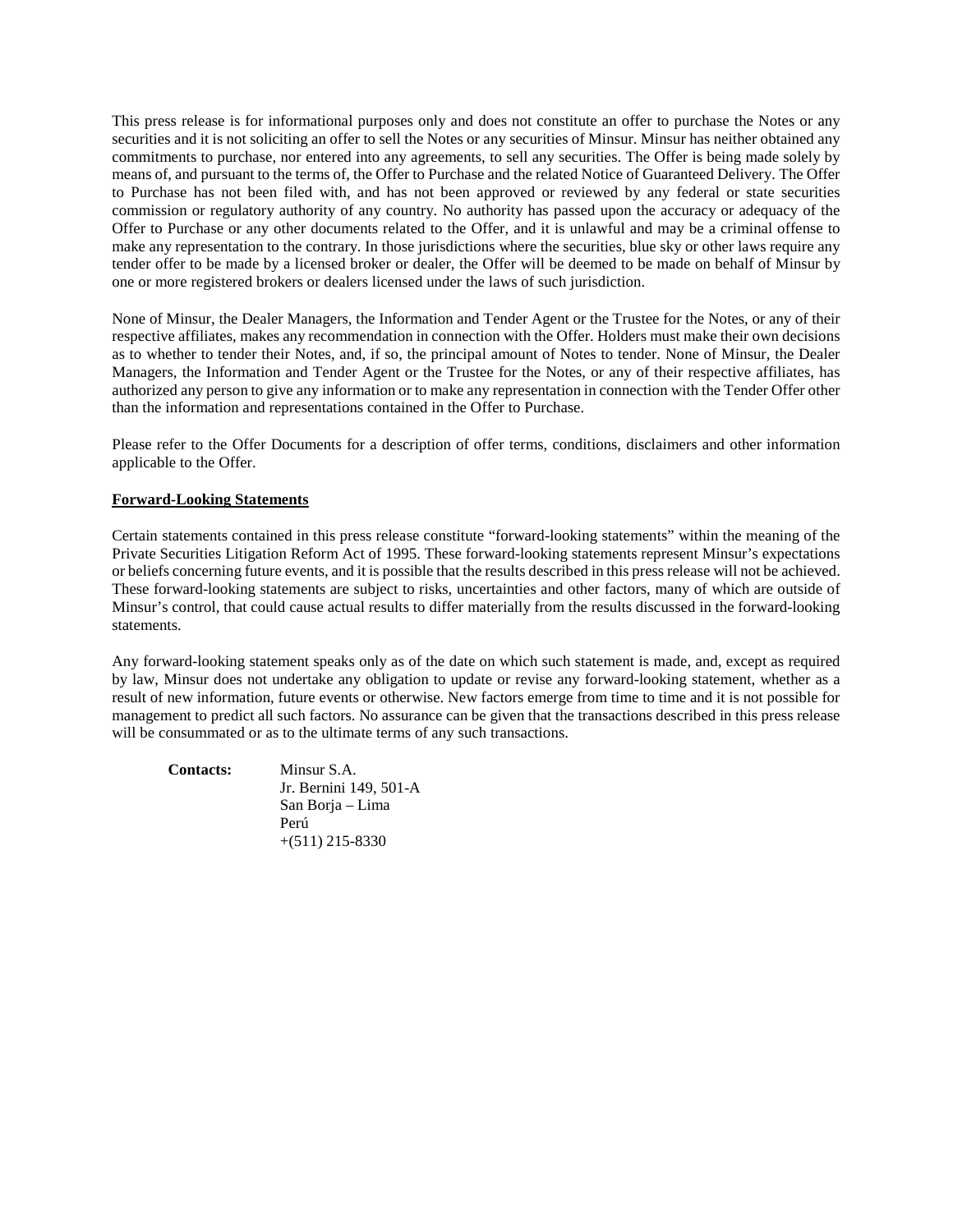This press release is for informational purposes only and does not constitute an offer to purchase the Notes or any securities and it is not soliciting an offer to sell the Notes or any securities of Minsur. Minsur has neither obtained any commitments to purchase, nor entered into any agreements, to sell any securities. The Offer is being made solely by means of, and pursuant to the terms of, the Offer to Purchase and the related Notice of Guaranteed Delivery. The Offer to Purchase has not been filed with, and has not been approved or reviewed by any federal or state securities commission or regulatory authority of any country. No authority has passed upon the accuracy or adequacy of the Offer to Purchase or any other documents related to the Offer, and it is unlawful and may be a criminal offense to make any representation to the contrary. In those jurisdictions where the securities, blue sky or other laws require any tender offer to be made by a licensed broker or dealer, the Offer will be deemed to be made on behalf of Minsur by one or more registered brokers or dealers licensed under the laws of such jurisdiction.

None of Minsur, the Dealer Managers, the Information and Tender Agent or the Trustee for the Notes, or any of their respective affiliates, makes any recommendation in connection with the Offer. Holders must make their own decisions as to whether to tender their Notes, and, if so, the principal amount of Notes to tender. None of Minsur, the Dealer Managers, the Information and Tender Agent or the Trustee for the Notes, or any of their respective affiliates, has authorized any person to give any information or to make any representation in connection with the Tender Offer other than the information and representations contained in the Offer to Purchase.

Please refer to the Offer Documents for a description of offer terms, conditions, disclaimers and other information applicable to the Offer.

**Forward-Looking Statements**

Certain statements contained in this press release constitute "forward-looking statements" within the meaning of the Private Securities Litigation Reform Act of 1995. These forward-looking statements represent Minsur's expectations or beliefs concerning future events, and it is possible that the results described in this press release will not be achieved. These forward-looking statements are subject to risks, uncertainties and other factors, many of which are outside of Minsur's control, that could cause actual results to differ materially from the results discussed in the forward-looking statements.

Any forward-looking statement speaks only as of the date on which such statement is made, and, except as required by law, Minsur does not undertake any obligation to update or revise any forward-looking statement, whether as a result of new information, future events or otherwise. New factors emerge from time to time and it is not possible for management to predict all such factors. No assurance can be given that the transactions described in this press release will be consummated or as to the ultimate terms of any such transactions.

**Contacts:**

Minsur S.A.
Jr. Bernini 149, 501-A
San Borja – Lima
Perú
+(511) 215-8330